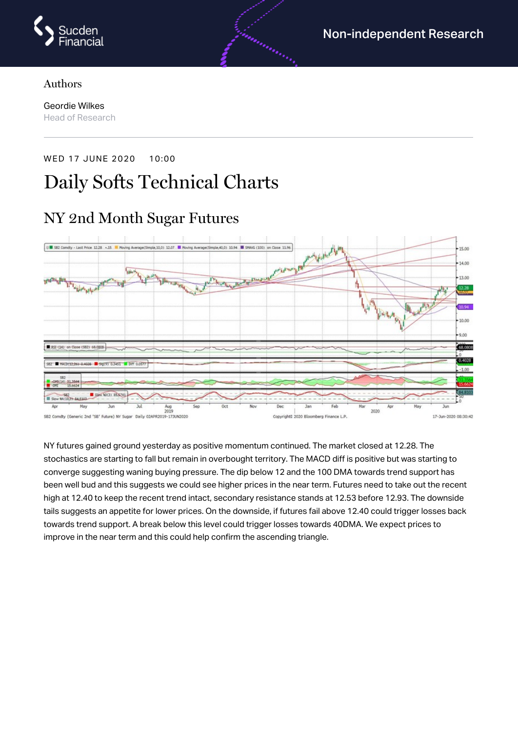Sucden Financial

Non-independent Research

Authors

Geordie Wilkes
Head of Research

WED 17 JUNE 2020 10:00

# Daily Softs Technical Charts

## NY 2nd Month Sugar Futures

NY futures gained ground yesterday as positive momentum continued. The market closed at 12.28. The stochastics are starting to fall but remain in overbought territory. The MACD diff is positive but was starting to converge suggesting waning buying pressure. The dip below 12 and the 100 DMA towards trend support has been well bud and this suggests we could see higher prices in the near term. Futures need to take out the recent high at 12.40 to keep the recent trend intact, secondary resistance stands at 12.53 before 12.93. The downside tails suggests an appetite for lower prices. On the downside, if futures fail above 12.40 could trigger losses back towards trend support. A break below this level could trigger losses towards 40DMA. We expect prices to improve in the near term and this could help confirm the ascending triangle.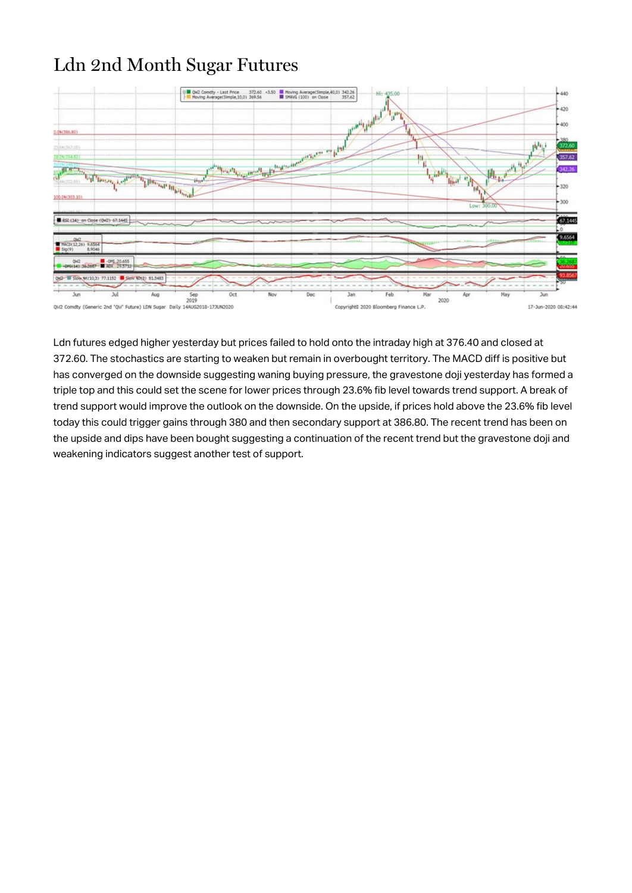# Ldn 2nd Month Sugar Futures

Ldn futures edged higher yesterday but prices failed to hold onto the intraday high at 376.40 and closed at 372.60. The stochastics are starting to weaken but remain in overbought territory. The MACD diff is positive but has converged on the downside suggesting waning buying pressure, the gravestone doji yesterday has formed a triple top and this could set the scene for lower prices through 23.6% fib level towards trend support. A break of trend support would improve the outlook on the downside. On the upside, if prices hold above the 23.6% fib level today this could trigger gains through 380 and then secondary support at 386.80. The recent trend has been on the upside and dips have been bought suggesting a continuation of the recent trend but the gravestone doji and weakening indicators suggest another test of support.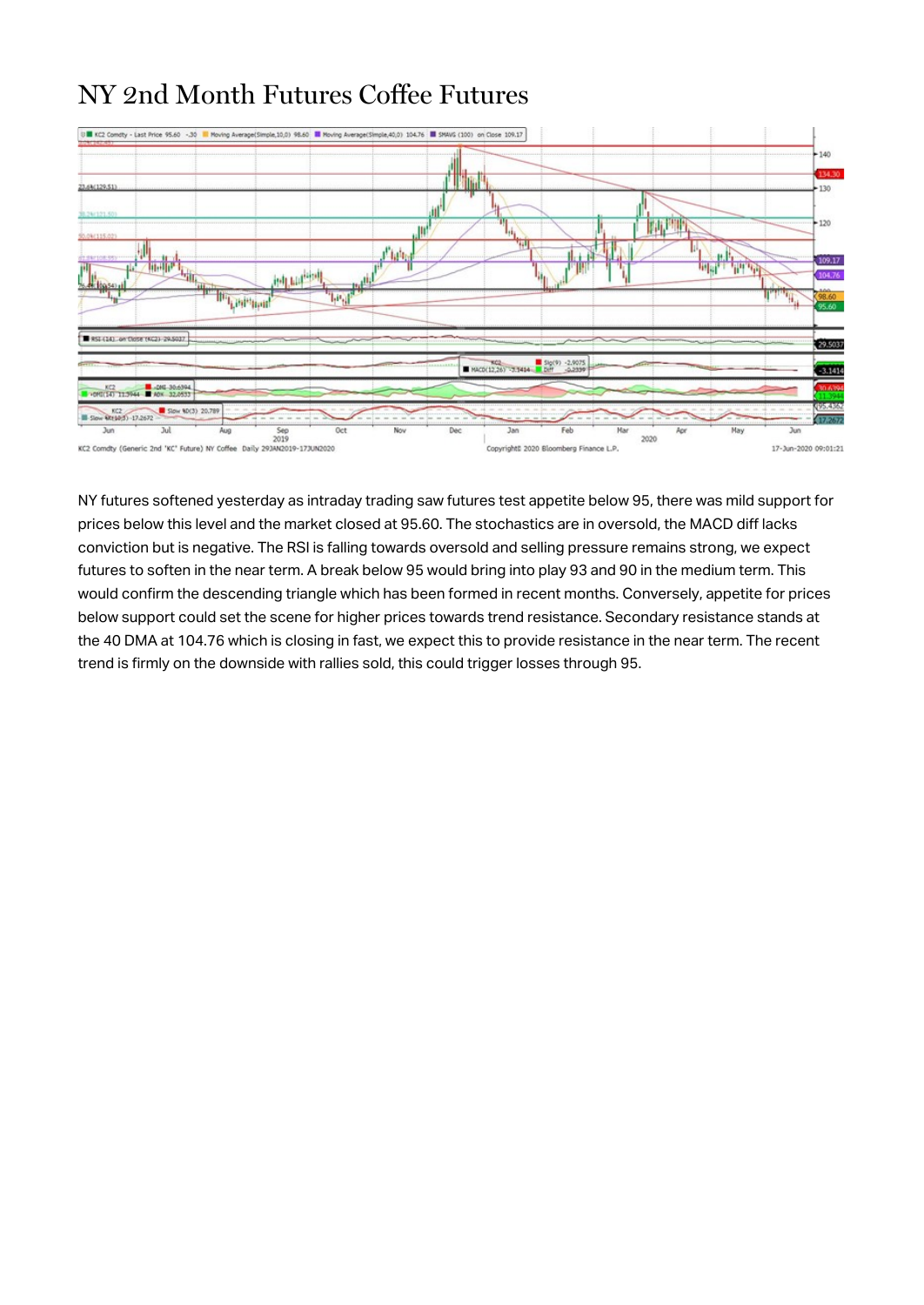# NY 2nd Month Futures Coffee Futures

NY futures softened yesterday as intraday trading saw futures test appetite below 95, there was mild support for prices below this level and the market closed at 95.60. The stochastics are in oversold, the MACD diff lacks conviction but is negative. The RSI is falling towards oversold and selling pressure remains strong, we expect futures to soften in the near term. A break below 95 would bring into play 93 and 90 in the medium term. This would confirm the descending triangle which has been formed in recent months. Conversely, appetite for prices below support could set the scene for higher prices towards trend resistance. Secondary resistance stands at the 40 DMA at 104.76 which is closing in fast, we expect this to provide resistance in the near term. The recent trend is firmly on the downside with rallies sold, this could trigger losses through 95.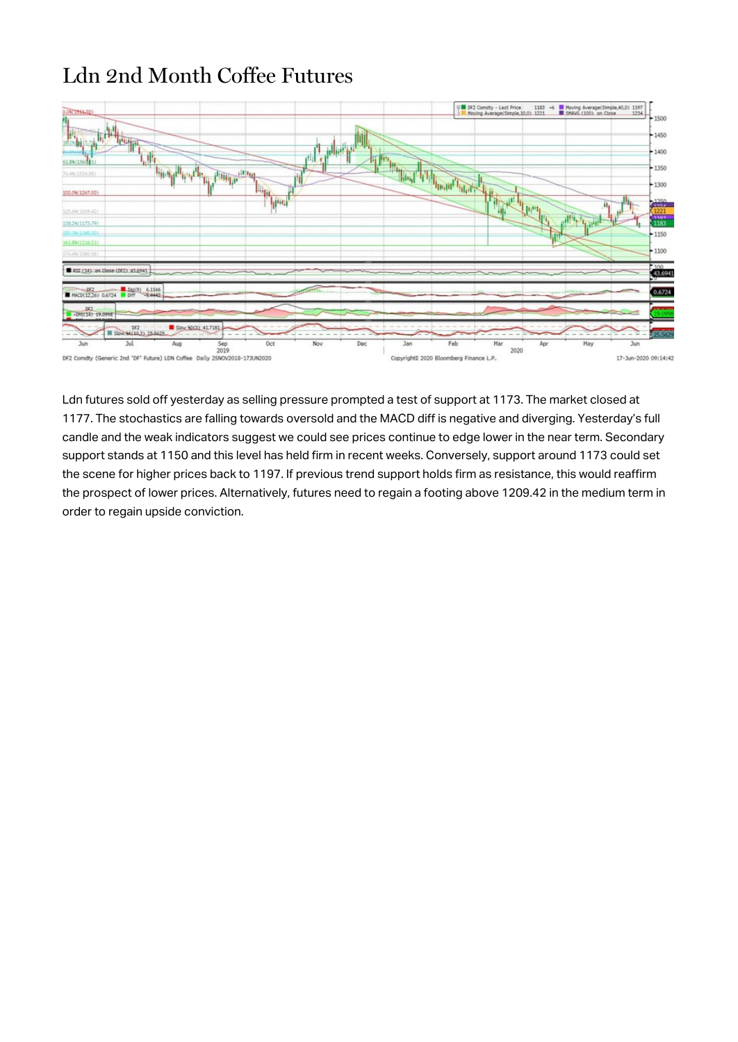# Ldn 2nd Month Coffee Futures

Ldn futures sold off yesterday as selling pressure prompted a test of support at 1173. The market closed at 1177. The stochastics are falling towards oversold and the MACD diff is negative and diverging. Yesterday's full candle and the weak indicators suggest we could see prices continue to edge lower in the near term. Secondary support stands at 1150 and this level has held firm in recent weeks. Conversely, support around 1173 could set the scene for higher prices back to 1197. If previous trend support holds firm as resistance, this would reaffirm the prospect of lower prices. Alternatively, futures need to regain a footing above 1209.42 in the medium term in order to regain upside conviction.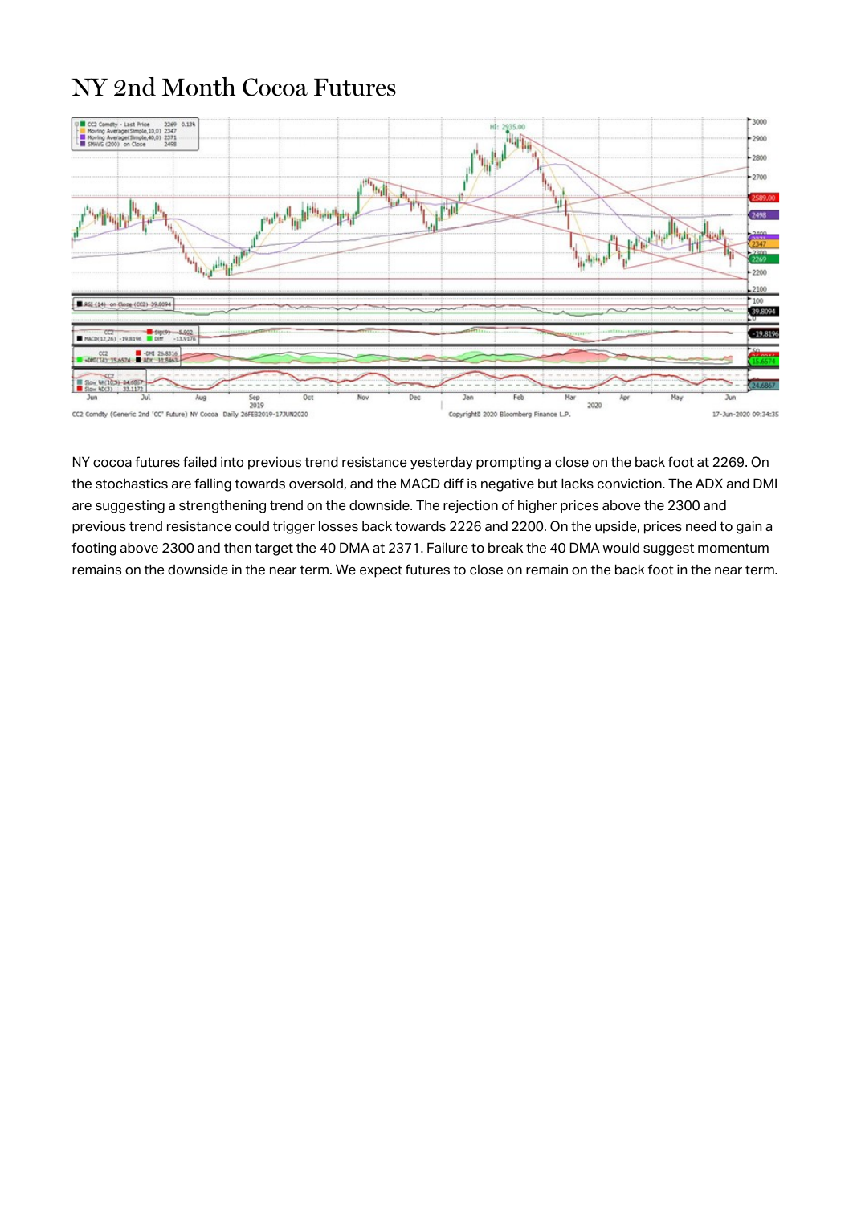# NY 2nd Month Cocoa Futures

NY cocoa futures failed into previous trend resistance yesterday prompting a close on the back foot at 2269. On the stochastics are falling towards oversold, and the MACD diff is negative but lacks conviction. The ADX and DMI are suggesting a strengthening trend on the downside. The rejection of higher prices above the 2300 and previous trend resistance could trigger losses back towards 2226 and 2200. On the upside, prices need to gain a footing above 2300 and then target the 40 DMA at 2371. Failure to break the 40 DMA would suggest momentum remains on the downside in the near term. We expect futures to close on remain on the back foot in the near term.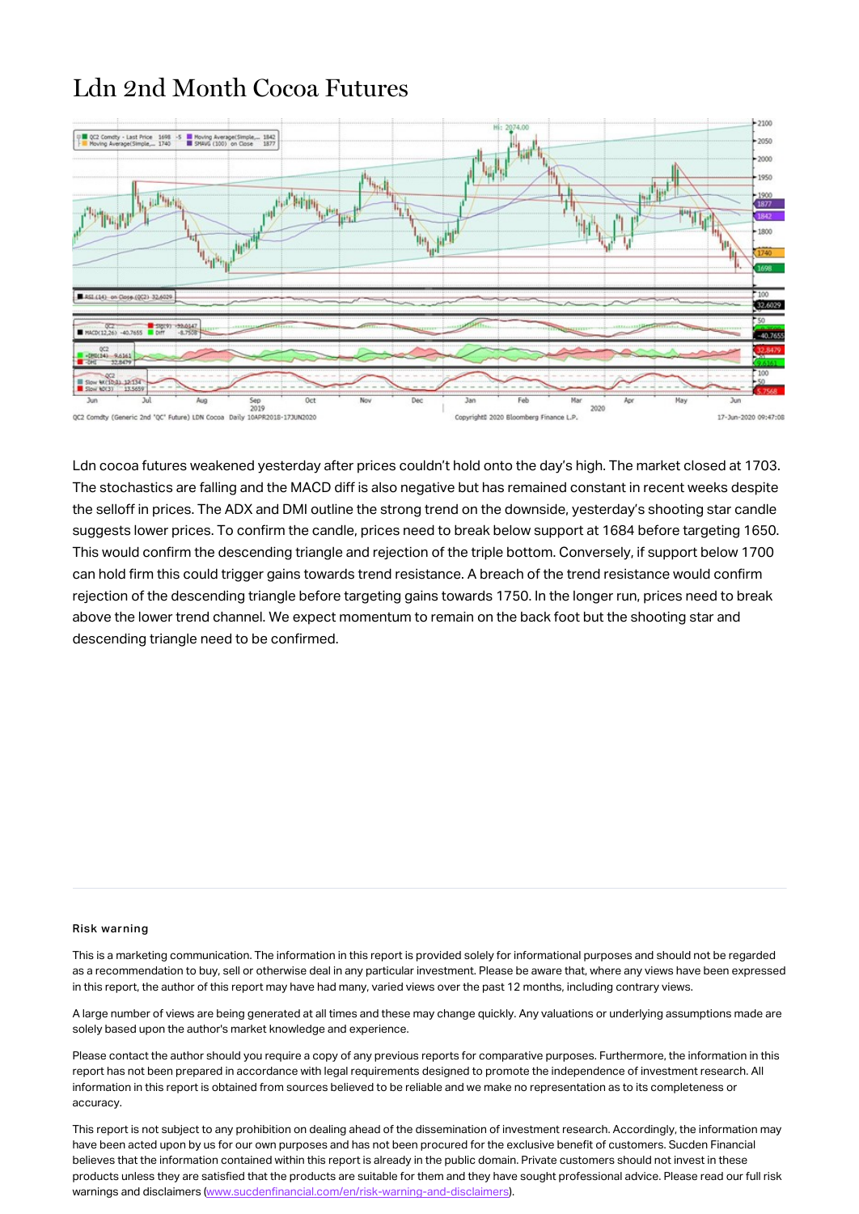# Ldn 2nd Month Cocoa Futures

QC2 Comdty - Last Price 1698 -5
Moving Average(Simple... 1740
Moving Average(Simple... 1842
SMAVG (100) on Close 1877
Hi: 2074.00
2100
2050
2000
1950
1900
1877
1842
1800
1740
1698
RSI (14) on Close (QC2) 32.6029
100
32.6029
QC2
MACD(12,26) -40.7655
SIG(9) -32.0147
Diff -8.7508
50
-40.7655
QC2
+DMI(14) 9.6161
-DMI 32.8479
32.8479
QC2
Slow %K(10,3) 12.134
Slow %D(3) 13.5659
100
50
5.7568
Jun Jul Aug Sep Oct Nov Dec Jan Feb Mar Apr May Jun
2019 2020
QC2 Comdty (Generic 2nd 'QC' Future) LDN Cocoa Daily 10APR2018-17JUN2020
Copyright© 2020 Bloomberg Finance L.P.
17-Jun-2020 09:47:08

Ldn cocoa futures weakened yesterday after prices couldn't hold onto the day's high. The market closed at 1703. The stochastics are falling and the MACD diff is also negative but has remained constant in recent weeks despite the selloff in prices. The ADX and DMI outline the strong trend on the downside, yesterday's shooting star candle suggests lower prices. To confirm the candle, prices need to break below support at 1684 before targeting 1650. This would confirm the descending triangle and rejection of the triple bottom. Conversely, if support below 1700 can hold firm this could trigger gains towards trend resistance. A breach of the trend resistance would confirm rejection of the descending triangle before targeting gains towards 1750. In the longer run, prices need to break above the lower trend channel. We expect momentum to remain on the back foot but the shooting star and descending triangle need to be confirmed.

---

#### Risk warning

This is a marketing communication. The information in this report is provided solely for informational purposes and should not be regarded as a recommendation to buy, sell or otherwise deal in any particular investment. Please be aware that, where any views have been expressed in this report, the author of this report may have had many, varied views over the past 12 months, including contrary views.

A large number of views are being generated at all times and these may change quickly. Any valuations or underlying assumptions made are solely based upon the author's market knowledge and experience.

Please contact the author should you require a copy of any previous reports for comparative purposes. Furthermore, the information in this report has not been prepared in accordance with legal requirements designed to promote the independence of investment research. All information in this report is obtained from sources believed to be reliable and we make no representation as to its completeness or accuracy.

This report is not subject to any prohibition on dealing ahead of the dissemination of investment research. Accordingly, the information may have been acted upon by us for our own purposes and has not been procured for the exclusive benefit of customers. Sucden Financial believes that the information contained within this report is already in the public domain. Private customers should not invest in these products unless they are satisfied that the products are suitable for them and they have sought professional advice. Please read our full risk warnings and disclaimers (www.sucdenfinancial.com/en/risk-warning-and-disclaimers).